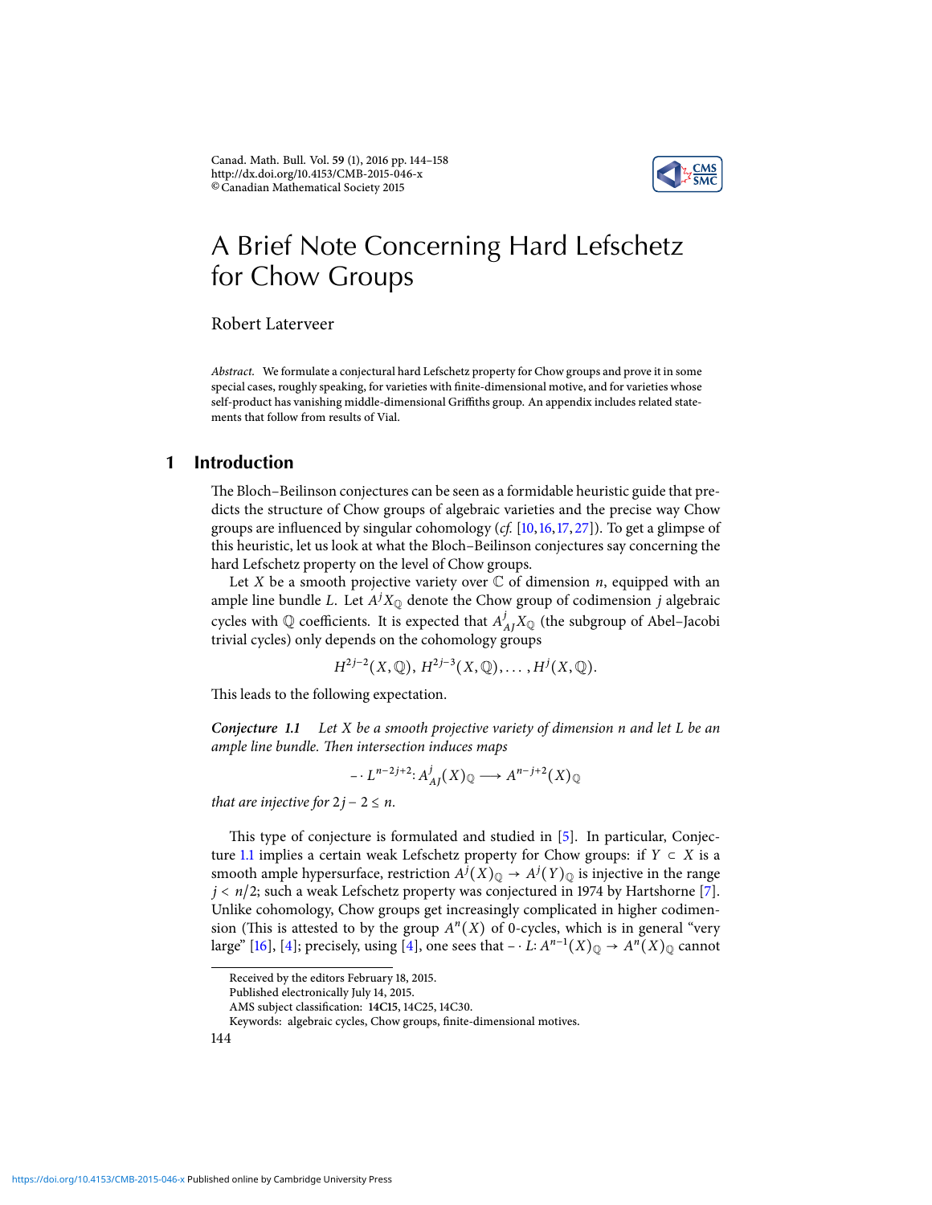# A Brief Note Concerning Hard Lefschetz for Chow Groups

Robert Laterveer

*Abstract.* We formulate a conjectural hard Lefschetz property for Chow groups and prove it in some special cases, roughly speaking, for varieties with finite-dimensional motive, and for varieties whose self-product has vanishing middle-dimensional Griffiths group. An appendix includes related statements that follow from results of Vial.

## 1 Introduction

The Bloch–Beilinson conjectures can be seen as a formidable heuristic guide that predicts the structure of Chow groups of algebraic varieties and the precise way Chow groups are influenced by singular cohomology (*cf.* [10, 16, 17, 27]). To get a glimpse of this heuristic, let us look at what the Bloch–Beilinson conjectures say concerning the hard Lefschetz property on the level of Chow groups.

Let $X$ be a smooth projective variety over $\mathbb{C}$ of dimension $n$, equipped with an ample line bundle $L$. Let $A^j X_{\mathbb{Q}}$ denote the Chow group of codimension $j$ algebraic cycles with $\mathbb{Q}$ coefficients. It is expected that $A^j_{AJ} X_{\mathbb{Q}}$ (the subgroup of Abel–Jacobi trivial cycles) only depends on the cohomology groups

$$H^{2j-2}(X,\mathbb{Q}),\ H^{2j-3}(X,\mathbb{Q}),\dots,H^j(X,\mathbb{Q}).$$

This leads to the following expectation.

***Conjecture 1.1*** *Let $X$ be a smooth projective variety of dimension $n$ and let $L$ be an ample line bundle. Then intersection induces maps*

$$-\cdot L^{n-2j+2}\colon A^j_{AJ}(X)_{\mathbb{Q}} \longrightarrow A^{n-j+2}(X)_{\mathbb{Q}}$$

*that are injective for $2j-2 \le n$.*

This type of conjecture is formulated and studied in [5]. In particular, Conjecture 1.1 implies a certain weak Lefschetz property for Chow groups: if $Y \subset X$ is a smooth ample hypersurface, restriction $A^j(X)_{\mathbb{Q}} \to A^j(Y)_{\mathbb{Q}}$ is injective in the range $j < n/2$; such a weak Lefschetz property was conjectured in 1974 by Hartshorne [7]. Unlike cohomology, Chow groups get increasingly complicated in higher codimension (This is attested to by the group $A^n(X)$ of 0-cycles, which is in general "very large" [16], [4]; precisely, using [4], one sees that $-\cdot L\colon A^{n-1}(X)_{\mathbb{Q}} \to A^n(X)_{\mathbb{Q}}$ cannot

Received by the editors February 18, 2015.
Published electronically July 14, 2015.
AMS subject classification: **14C15**, 14C25, 14C30.
Keywords: algebraic cycles, Chow groups, finite-dimensional motives.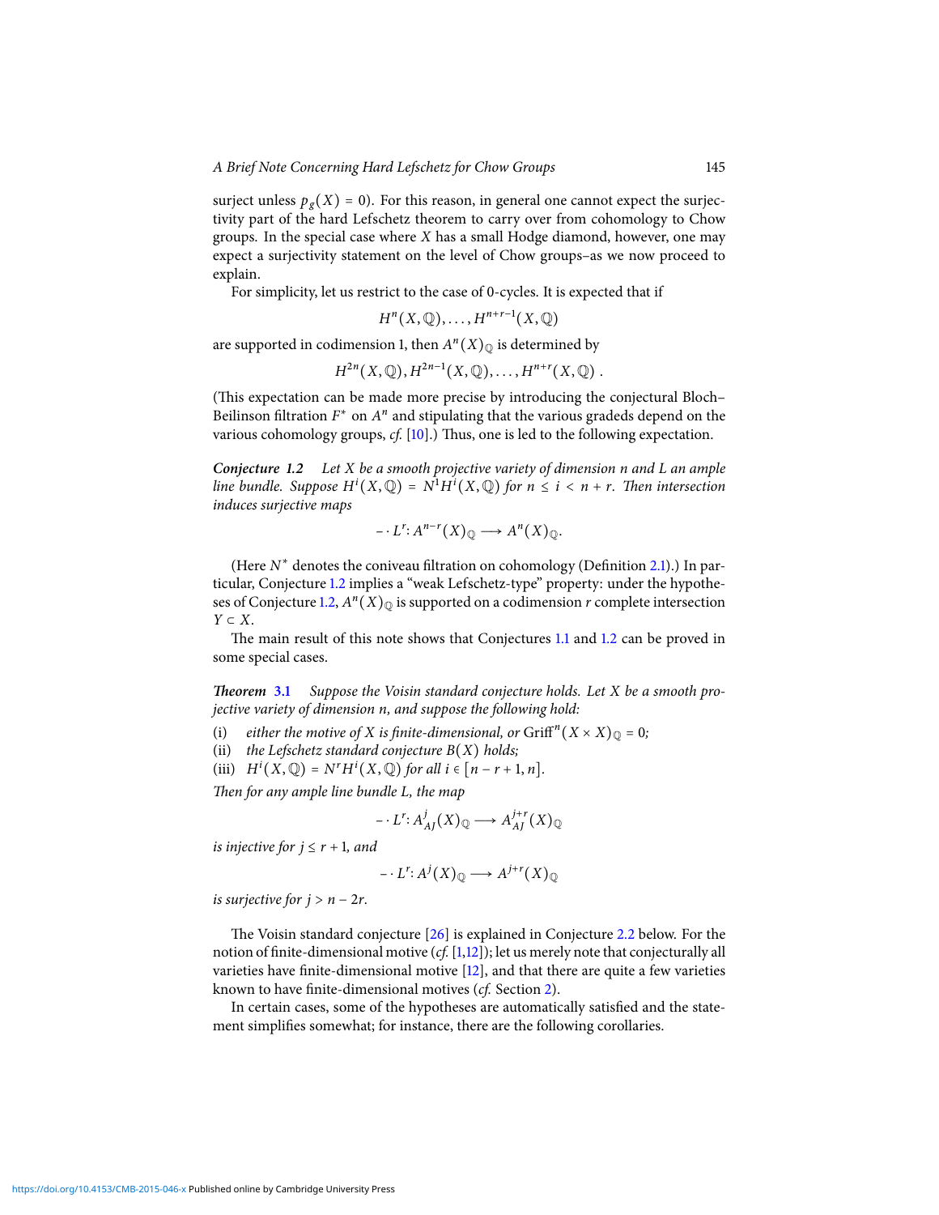surject unless $p_g(X) = 0$). For this reason, in general one cannot expect the surjectivity part of the hard Lefschetz theorem to carry over from cohomology to Chow groups. In the special case where $X$ has a small Hodge diamond, however, one may expect a surjectivity statement on the level of Chow groups–as we now proceed to explain.

For simplicity, let us restrict to the case of 0-cycles. It is expected that if

$$H^n(X,\mathbb{Q}),\ldots,H^{n+r-1}(X,\mathbb{Q})$$

are supported in codimension 1, then $A^n(X)_{\mathbb{Q}}$ is determined by

$$H^{2n}(X,\mathbb{Q}),H^{2n-1}(X,\mathbb{Q}),\ldots,H^{n+r}(X,\mathbb{Q})\ .$$

(This expectation can be made more precise by introducing the conjectural Bloch–Beilinson filtration $F^*$ on $A^n$ and stipulating that the various gradeds depend on the various cohomology groups, *cf.* [10].) Thus, one is led to the following expectation.

**Conjecture 1.2** *Let $X$ be a smooth projective variety of dimension $n$ and $L$ an ample line bundle. Suppose $H^i(X,\mathbb{Q}) = N^1H^i(X,\mathbb{Q})$ for $n \le i < n+r$. Then intersection induces surjective maps*

$$-\cdot L^r\colon A^{n-r}(X)_{\mathbb{Q}} \longrightarrow A^n(X)_{\mathbb{Q}}.$$

(Here $N^*$ denotes the coniveau filtration on cohomology (Definition 2.1).) In particular, Conjecture 1.2 implies a "weak Lefschetz-type" property: under the hypotheses of Conjecture 1.2, $A^n(X)_{\mathbb{Q}}$ is supported on a codimension $r$ complete intersection $Y \subset X$.

The main result of this note shows that Conjectures 1.1 and 1.2 can be proved in some special cases.

**Theorem 3.1** *Suppose the Voisin standard conjecture holds. Let $X$ be a smooth projective variety of dimension $n$, and suppose the following hold:*

(i) *either the motive of $X$ is finite-dimensional, or* $\mathrm{Griff}^n(X\times X)_{\mathbb{Q}} = 0$;
(ii) *the Lefschetz standard conjecture $B(X)$ holds;*
(iii) $H^i(X,\mathbb{Q}) = N^rH^i(X,\mathbb{Q})$ *for all* $i \in [n-r+1,n]$.

*Then for any ample line bundle $L$, the map*

$$-\cdot L^r\colon A^j_{AJ}(X)_{\mathbb{Q}} \longrightarrow A^{j+r}_{AJ}(X)_{\mathbb{Q}}$$

*is injective for $j \le r+1$, and*

$$-\cdot L^r\colon A^j(X)_{\mathbb{Q}} \longrightarrow A^{j+r}(X)_{\mathbb{Q}}$$

*is surjective for $j > n-2r$.*

The Voisin standard conjecture [26] is explained in Conjecture 2.2 below. For the notion of finite-dimensional motive (*cf.* [1,12]); let us merely note that conjecturally all varieties have finite-dimensional motive [12], and that there are quite a few varieties known to have finite-dimensional motives (*cf.* Section 2).

In certain cases, some of the hypotheses are automatically satisfied and the statement simplifies somewhat; for instance, there are the following corollaries.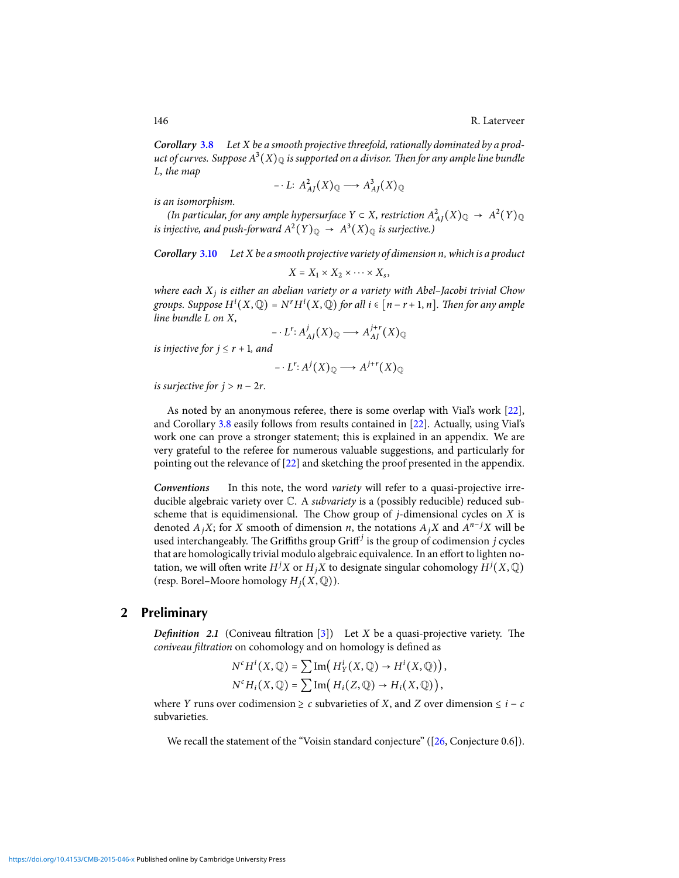***Corollary* 3.8** *Let $X$ be a smooth projective threefold, rationally dominated by a product of curves. Suppose $A^3(X)_{\mathbb{Q}}$ is supported on a divisor. Then for any ample line bundle $L$, the map*

$$- \cdot L\colon\ A^2_{AJ}(X)_{\mathbb{Q}} \longrightarrow A^3_{AJ}(X)_{\mathbb{Q}}$$

*is an isomorphism.*

*(In particular, for any ample hypersurface $Y \subset X$, restriction $A^2_{AJ}(X)_{\mathbb{Q}} \to A^2(Y)_{\mathbb{Q}}$ is injective, and push-forward $A^2(Y)_{\mathbb{Q}} \to A^3(X)_{\mathbb{Q}}$ is surjective.)*

***Corollary* 3.10** *Let $X$ be a smooth projective variety of dimension $n$, which is a product*

$$X = X_1 \times X_2 \times \cdots \times X_s,$$

*where each $X_j$ is either an abelian variety or a variety with Abel–Jacobi trivial Chow groups. Suppose $H^i(X,\mathbb{Q}) = N^r H^i(X,\mathbb{Q})$ for all $i \in [n-r+1, n]$. Then for any ample line bundle $L$ on $X$,*

$$- \cdot L^r\colon A^j_{AJ}(X)_{\mathbb{Q}} \longrightarrow A^{j+r}_{AJ}(X)_{\mathbb{Q}}$$

*is injective for $j \le r+1$, and*

$$- \cdot L^r\colon A^j(X)_{\mathbb{Q}} \longrightarrow A^{j+r}(X)_{\mathbb{Q}}$$

*is surjective for $j > n - 2r$.*

As noted by an anonymous referee, there is some overlap with Vial's work [22], and Corollary 3.8 easily follows from results contained in [22]. Actually, using Vial's work one can prove a stronger statement; this is explained in an appendix. We are very grateful to the referee for numerous valuable suggestions, and particularly for pointing out the relevance of [22] and sketching the proof presented in the appendix.

***Conventions*** In this note, the word *variety* will refer to a quasi-projective irreducible algebraic variety over $\mathbb{C}$. A *subvariety* is a (possibly reducible) reduced subscheme that is equidimensional. The Chow group of $j$-dimensional cycles on $X$ is denoted $A_jX$; for $X$ smooth of dimension $n$, the notations $A_jX$ and $A^{n-j}X$ will be used interchangeably. The Griffiths group $\mathrm{Griff}^j$ is the group of codimension $j$ cycles that are homologically trivial modulo algebraic equivalence. In an effort to lighten notation, we will often write $H^jX$ or $H_jX$ to designate singular cohomology $H^j(X,\mathbb{Q})$ (resp. Borel–Moore homology $H_j(X,\mathbb{Q})$).

## 2 Preliminary

***Definition* 2.1** (Coniveau filtration [3]) Let $X$ be a quasi-projective variety. The *coniveau filtration* on cohomology and on homology is defined as

$$N^c H^i(X,\mathbb{Q}) = \sum \mathrm{Im}\big(H^i_Y(X,\mathbb{Q}) \to H^i(X,\mathbb{Q})\big),$$
$$N^c H_i(X,\mathbb{Q}) = \sum \mathrm{Im}\big(H_i(Z,\mathbb{Q}) \to H_i(X,\mathbb{Q})\big),$$

where $Y$ runs over codimension $\ge c$ subvarieties of $X$, and $Z$ over dimension $\le i - c$ subvarieties.

We recall the statement of the "Voisin standard conjecture" ([26, Conjecture 0.6]).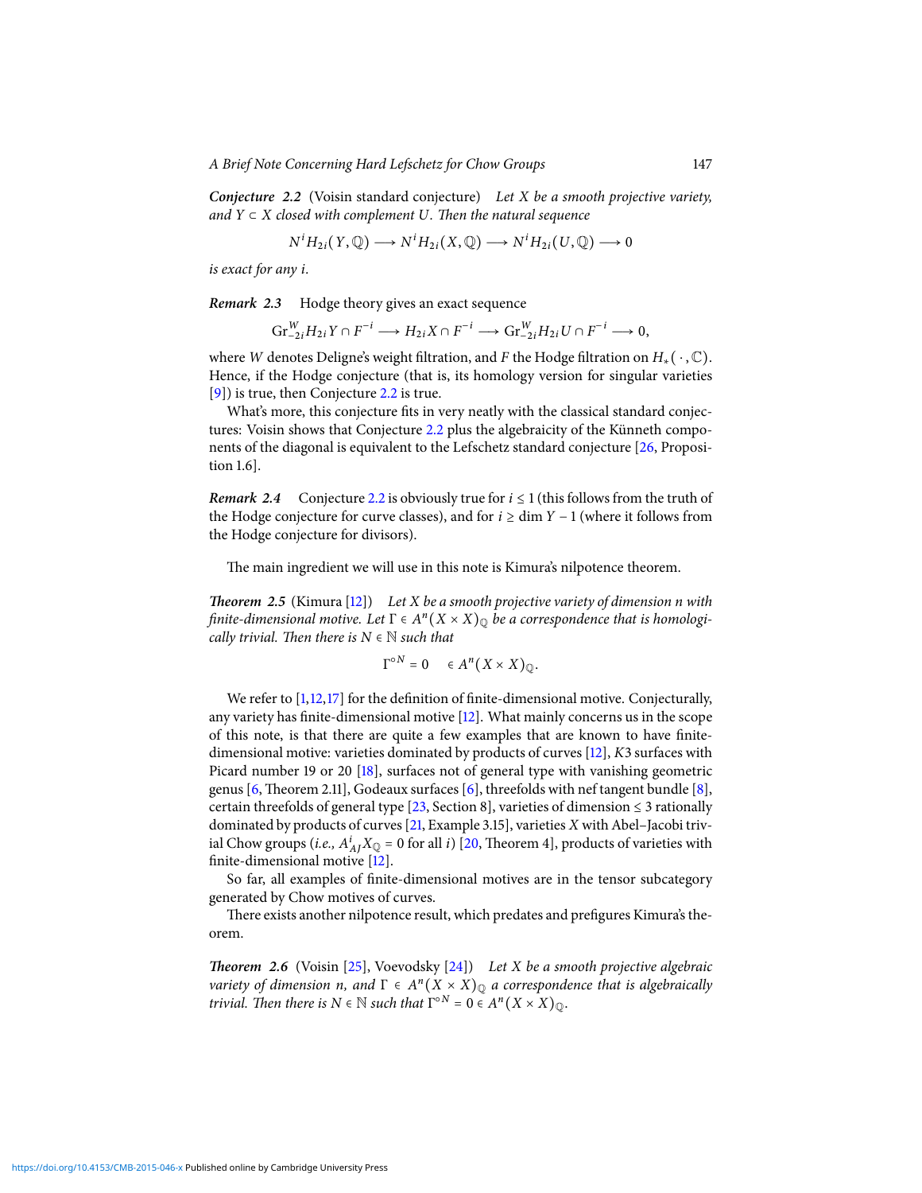***Conjecture 2.2*** (Voisin standard conjecture) *Let $X$ be a smooth projective variety, and $Y \subset X$ closed with complement $U$. Then the natural sequence*

$$N^i H_{2i}(Y,\mathbb{Q}) \longrightarrow N^i H_{2i}(X,\mathbb{Q}) \longrightarrow N^i H_{2i}(U,\mathbb{Q}) \longrightarrow 0$$

*is exact for any $i$.*

***Remark 2.3*** Hodge theory gives an exact sequence

$$\mathrm{Gr}^W_{-2i} H_{2i} Y \cap F^{-i} \longrightarrow H_{2i} X \cap F^{-i} \longrightarrow \mathrm{Gr}^W_{-2i} H_{2i} U \cap F^{-i} \longrightarrow 0,$$

where $W$ denotes Deligne's weight filtration, and $F$ the Hodge filtration on $H_*(\cdot,\mathbb{C})$. Hence, if the Hodge conjecture (that is, its homology version for singular varieties [9]) is true, then Conjecture 2.2 is true.

What's more, this conjecture fits in very neatly with the classical standard conjectures: Voisin shows that Conjecture 2.2 plus the algebraicity of the Künneth components of the diagonal is equivalent to the Lefschetz standard conjecture [26, Proposition 1.6].

***Remark 2.4*** Conjecture 2.2 is obviously true for $i \le 1$ (this follows from the truth of the Hodge conjecture for curve classes), and for $i \ge \dim Y - 1$ (where it follows from the Hodge conjecture for divisors).

The main ingredient we will use in this note is Kimura's nilpotence theorem.

***Theorem 2.5*** (Kimura [12]) *Let $X$ be a smooth projective variety of dimension $n$ with finite-dimensional motive. Let $\Gamma \in A^n(X \times X)_{\mathbb{Q}}$ be a correspondence that is homologically trivial. Then there is $N \in \mathbb{N}$ such that*

$$\Gamma^{\circ N} = 0 \quad \in A^n(X \times X)_{\mathbb{Q}}.$$

We refer to [1,12,17] for the definition of finite-dimensional motive. Conjecturally, any variety has finite-dimensional motive [12]. What mainly concerns us in the scope of this note, is that there are quite a few examples that are known to have finite-dimensional motive: varieties dominated by products of curves [12], $K3$ surfaces with Picard number 19 or 20 [18], surfaces not of general type with vanishing geometric genus [6, Theorem 2.11], Godeaux surfaces [6], threefolds with nef tangent bundle [8], certain threefolds of general type [23, Section 8], varieties of dimension $\le 3$ rationally dominated by products of curves [21, Example 3.15], varieties $X$ with Abel–Jacobi trivial Chow groups (*i.e.*, $A^i_{AJ} X_{\mathbb{Q}} = 0$ for all $i$) [20, Theorem 4], products of varieties with finite-dimensional motive [12].

So far, all examples of finite-dimensional motives are in the tensor subcategory generated by Chow motives of curves.

There exists another nilpotence result, which predates and prefigures Kimura's theorem.

***Theorem 2.6*** (Voisin [25], Voevodsky [24]) *Let $X$ be a smooth projective algebraic variety of dimension $n$, and $\Gamma \in A^n(X \times X)_{\mathbb{Q}}$ a correspondence that is algebraically trivial. Then there is $N \in \mathbb{N}$ such that $\Gamma^{\circ N} = 0 \in A^n(X \times X)_{\mathbb{Q}}$.*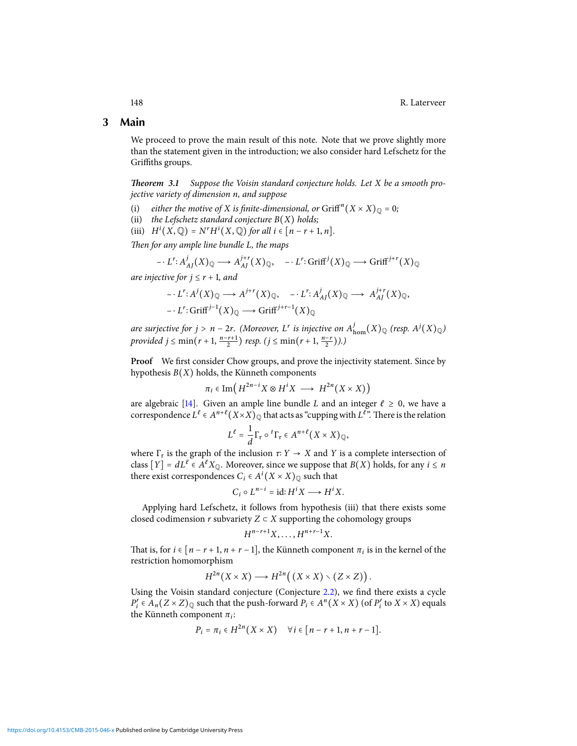## 3 Main

We proceed to prove the main result of this note. Note that we prove slightly more than the statement given in the introduction; we also consider hard Lefschetz for the Griffiths groups.

***Theorem 3.1*** *Suppose the Voisin standard conjecture holds. Let $X$ be a smooth projective variety of dimension $n$, and suppose*

(i) *either the motive of $X$ is finite-dimensional, or* $\mathrm{Griff}^n(X \times X)_{\mathbb{Q}} = 0$*;*
(ii) *the Lefschetz standard conjecture $B(X)$ holds;*
(iii) $H^i(X, \mathbb{Q}) = N^r H^i(X, \mathbb{Q})$ *for all* $i \in [n - r + 1, n]$.

*Then for any ample line bundle $L$, the maps*

$$- \cdot L^r \colon A^j_{AJ}(X)_{\mathbb{Q}} \longrightarrow A^{j+r}_{AJ}(X)_{\mathbb{Q}}, \quad - \cdot L^r \colon \mathrm{Griff}^j(X)_{\mathbb{Q}} \longrightarrow \mathrm{Griff}^{j+r}(X)_{\mathbb{Q}}$$

*are injective for $j \leq r + 1$, and*

$$- \cdot L^r \colon A^j(X)_{\mathbb{Q}} \longrightarrow A^{j+r}(X)_{\mathbb{Q}}, \quad - \cdot L^r \colon A^j_{AJ}(X)_{\mathbb{Q}} \longrightarrow A^{j+r}_{AJ}(X)_{\mathbb{Q}},$$
$$- \cdot L^r \colon \mathrm{Griff}^{j-1}(X)_{\mathbb{Q}} \longrightarrow \mathrm{Griff}^{j+r-1}(X)_{\mathbb{Q}}$$

*are surjective for $j > n - 2r$. (Moreover, $L^r$ is injective on $A^j_{\mathrm{hom}}(X)_{\mathbb{Q}}$ (resp. $A^j(X)_{\mathbb{Q}}$) provided $j \leq \min(r + 1, \frac{n-r+1}{2})$ resp. ($j \leq \min(r + 1, \frac{n-r}{2})$).)*

**Proof** We first consider Chow groups, and prove the injectivity statement. Since by hypothesis $B(X)$ holds, the Künneth components

$$\pi_i \in \mathrm{Im}\big(H^{2n-i}X \otimes H^i X \longrightarrow H^{2n}(X \times X)\big)$$

are algebraic [14]. Given an ample line bundle $L$ and an integer $\ell \geq 0$, we have a correspondence $L^\ell \in A^{n+\ell}(X \times X)_{\mathbb{Q}}$ that acts as "cupping with $L^\ell$". There is the relation

$$L^\ell = \frac{1}{d} \Gamma_\tau \circ {}^t\Gamma_\tau \in A^{n+\ell}(X \times X)_{\mathbb{Q}},$$

where $\Gamma_\tau$ is the graph of the inclusion $\tau \colon Y \to X$ and $Y$ is a complete intersection of class $[Y] = dL^\ell \in A^\ell X_{\mathbb{Q}}$. Moreover, since we suppose that $B(X)$ holds, for any $i \leq n$ there exist correspondences $C_i \in A^i(X \times X)_{\mathbb{Q}}$ such that

$$C_i \circ L^{n-i} = \mathrm{id} \colon H^i X \longrightarrow H^i X.$$

Applying hard Lefschetz, it follows from hypothesis (iii) that there exists some closed codimension $r$ subvariety $Z \subset X$ supporting the cohomology groups

$$H^{n-r+1}X, \ldots, H^{n+r-1}X.$$

That is, for $i \in [n - r + 1, n + r - 1]$, the Künneth component $\pi_i$ is in the kernel of the restriction homomorphism

$$H^{2n}(X \times X) \longrightarrow H^{2n}\big((X \times X) \setminus (Z \times Z)\big).$$

Using the Voisin standard conjecture (Conjecture 2.2), we find there exists a cycle $P_i' \in A_n(Z \times Z)_{\mathbb{Q}}$ such that the push-forward $P_i \in A^n(X \times X)$ (of $P_i'$ to $X \times X$) equals the Künneth component $\pi_i$:

$$P_i = \pi_i \in H^{2n}(X \times X) \quad \forall i \in [n - r + 1, n + r - 1].$$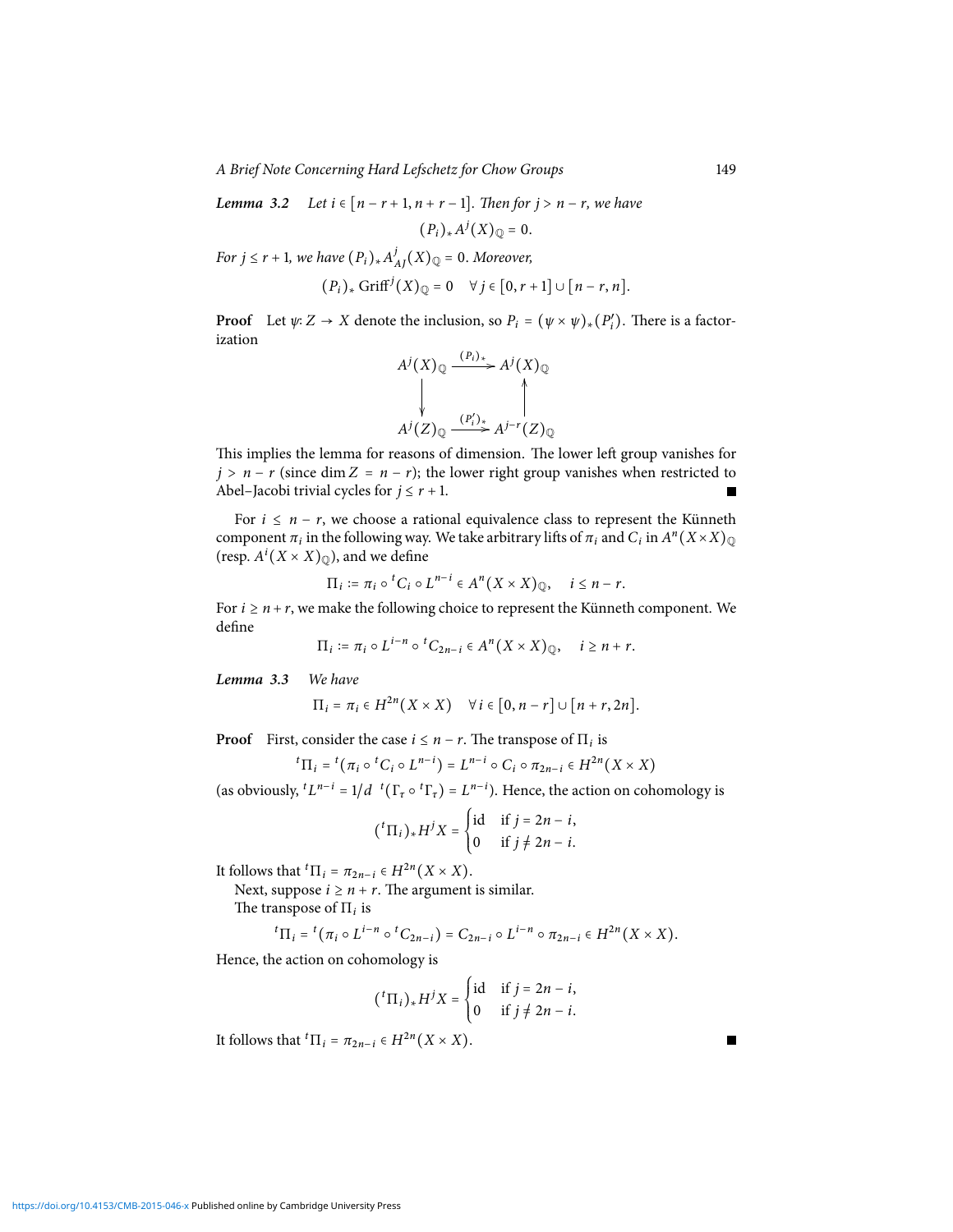***Lemma 3.2*** *Let $i \in [n-r+1, n+r-1]$. Then for $j > n-r$, we have*

$$(P_i)_* A^j(X)_{\mathbb{Q}} = 0.$$

*For $j \le r+1$, we have $(P_i)_* A^j_{AJ}(X)_{\mathbb{Q}} = 0$. Moreover,*

$$(P_i)_* \operatorname{Griff}^j(X)_{\mathbb{Q}} = 0 \quad \forall j \in [0, r+1] \cup [n-r, n].$$

**Proof** Let $\psi: Z \to X$ denote the inclusion, so $P_i = (\psi \times \psi)_*(P_i')$. There is a factorization

$$\begin{array}{ccc} A^j(X)_{\mathbb{Q}} & \xrightarrow{(P_i)_*} & A^j(X)_{\mathbb{Q}} \\ \downarrow & & \uparrow \\ A^j(Z)_{\mathbb{Q}} & \xrightarrow{(P_i')_*} & A^{j-r}(Z)_{\mathbb{Q}} \end{array}$$

This implies the lemma for reasons of dimension. The lower left group vanishes for $j > n-r$ (since $\dim Z = n-r$); the lower right group vanishes when restricted to Abel–Jacobi trivial cycles for $j \le r+1$. ∎

For $i \le n-r$, we choose a rational equivalence class to represent the Künneth component $\pi_i$ in the following way. We take arbitrary lifts of $\pi_i$ and $C_i$ in $A^n(X \times X)_{\mathbb{Q}}$ (resp. $A^i(X \times X)_{\mathbb{Q}}$), and we define

$$\Pi_i := \pi_i \circ {}^tC_i \circ L^{n-i} \in A^n(X \times X)_{\mathbb{Q}}, \quad i \le n-r.$$

For $i \ge n+r$, we make the following choice to represent the Künneth component. We define

$$\Pi_i := \pi_i \circ L^{i-n} \circ {}^tC_{2n-i} \in A^n(X \times X)_{\mathbb{Q}}, \quad i \ge n+r.$$

***Lemma 3.3*** *We have*

$$\Pi_i = \pi_i \in H^{2n}(X \times X) \quad \forall i \in [0, n-r] \cup [n+r, 2n].$$

**Proof** First, consider the case $i \le n-r$. The transpose of $\Pi_i$ is

$${}^t\Pi_i = {}^t(\pi_i \circ {}^tC_i \circ L^{n-i}) = L^{n-i} \circ C_i \circ \pi_{2n-i} \in H^{2n}(X \times X)$$

(as obviously, ${}^tL^{n-i} = 1/d \ {}^t(\Gamma_\tau \circ {}^t\Gamma_\tau) = L^{n-i}$). Hence, the action on cohomology is

$$({}^t\Pi_i)_* H^j X = \begin{cases} \text{id} & \text{if } j = 2n-i, \\ 0 & \text{if } j \ne 2n-i. \end{cases}$$

It follows that ${}^t\Pi_i = \pi_{2n-i} \in H^{2n}(X \times X)$.

Next, suppose $i \ge n+r$. The argument is similar.

The transpose of $\Pi_i$ is

$${}^t\Pi_i = {}^t(\pi_i \circ L^{i-n} \circ {}^tC_{2n-i}) = C_{2n-i} \circ L^{i-n} \circ \pi_{2n-i} \in H^{2n}(X \times X).$$

Hence, the action on cohomology is

$$({}^t\Pi_i)_* H^j X = \begin{cases} \text{id} & \text{if } j = 2n-i, \\ 0 & \text{if } j \ne 2n-i. \end{cases}$$

It follows that ${}^t\Pi_i = \pi_{2n-i} \in H^{2n}(X \times X)$. ∎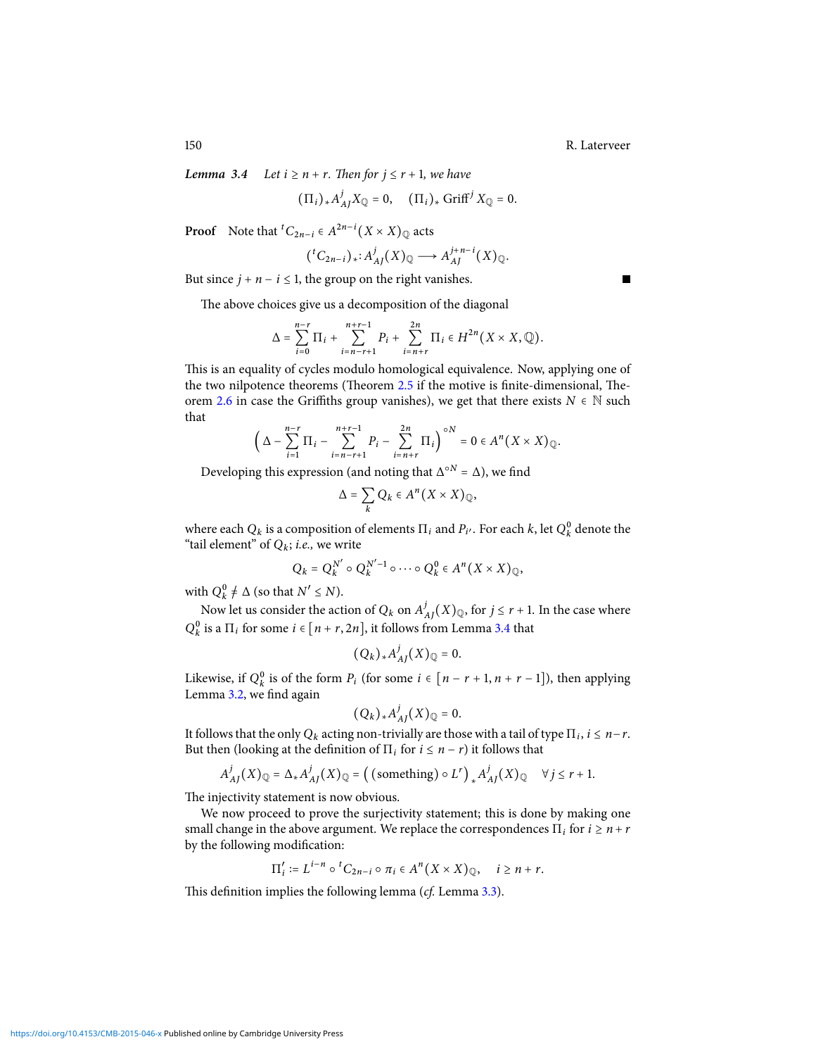***Lemma 3.4*** *Let $i \geq n+r$. Then for $j \leq r+1$, we have*

$$(\Pi_i)_* A^j_{AJ} X_{\mathbb{Q}} = 0, \quad (\Pi_i)_* \operatorname{Griff}^j X_{\mathbb{Q}} = 0.$$

**Proof** Note that ${}^t C_{2n-i} \in A^{2n-i}(X \times X)_{\mathbb{Q}}$ acts

$$({}^t C_{2n-i})_* : A^j_{AJ}(X)_{\mathbb{Q}} \longrightarrow A^{j+n-i}_{AJ}(X)_{\mathbb{Q}}.$$

But since $j + n - i \leq 1$, the group on the right vanishes. ∎

The above choices give us a decomposition of the diagonal

$$\Delta = \sum_{i=0}^{n-r} \Pi_i + \sum_{i=n-r+1}^{n+r-1} P_i + \sum_{i=n+r}^{2n} \Pi_i \in H^{2n}(X \times X, \mathbb{Q}).$$

This is an equality of cycles modulo homological equivalence. Now, applying one of the two nilpotence theorems (Theorem 2.5 if the motive is finite-dimensional, Theorem 2.6 in case the Griffiths group vanishes), we get that there exists $N \in \mathbb{N}$ such that

$$\Big( \Delta - \sum_{i=1}^{n-r} \Pi_i - \sum_{i=n-r+1}^{n+r-1} P_i - \sum_{i=n+r}^{2n} \Pi_i \Big)^{\circ N} = 0 \in A^n(X \times X)_{\mathbb{Q}}.$$

Developing this expression (and noting that $\Delta^{\circ N} = \Delta$), we find

$$\Delta = \sum_k Q_k \in A^n(X \times X)_{\mathbb{Q}},$$

where each $Q_k$ is a composition of elements $\Pi_i$ and $P_{i'}$. For each $k$, let $Q^0_k$ denote the "tail element" of $Q_k$; *i.e.,* we write

$$Q_k = Q_k^{N'} \circ Q_k^{N'-1} \circ \cdots \circ Q_k^0 \in A^n(X \times X)_{\mathbb{Q}},$$

with $Q^0_k \neq \Delta$ (so that $N' \leq N$).

Now let us consider the action of $Q_k$ on $A^j_{AJ}(X)_{\mathbb{Q}}$, for $j \leq r+1$. In the case where $Q^0_k$ is a $\Pi_i$ for some $i \in [n+r, 2n]$, it follows from Lemma 3.4 that

$$(Q_k)_* A^j_{AJ}(X)_{\mathbb{Q}} = 0.$$

Likewise, if $Q^0_k$ is of the form $P_i$ (for some $i \in [n-r+1, n+r-1]$), then applying Lemma 3.2, we find again

$$(Q_k)_* A^j_{AJ}(X)_{\mathbb{Q}} = 0.$$

It follows that the only $Q_k$ acting non-trivially are those with a tail of type $\Pi_i$, $i \leq n-r$. But then (looking at the definition of $\Pi_i$ for $i \leq n-r$) it follows that

$$A^j_{AJ}(X)_{\mathbb{Q}} = \Delta_* A^j_{AJ}(X)_{\mathbb{Q}} = \big( (\text{something}) \circ L^r \big)_* A^j_{AJ}(X)_{\mathbb{Q}} \quad \forall j \leq r+1.$$

The injectivity statement is now obvious.

We now proceed to prove the surjectivity statement; this is done by making one small change in the above argument. We replace the correspondences $\Pi_i$ for $i \geq n+r$ by the following modification:

$$\Pi'_i := L^{i-n} \circ {}^t C_{2n-i} \circ \pi_i \in A^n(X \times X)_{\mathbb{Q}}, \quad i \geq n+r.$$

This definition implies the following lemma (*cf.* Lemma 3.3).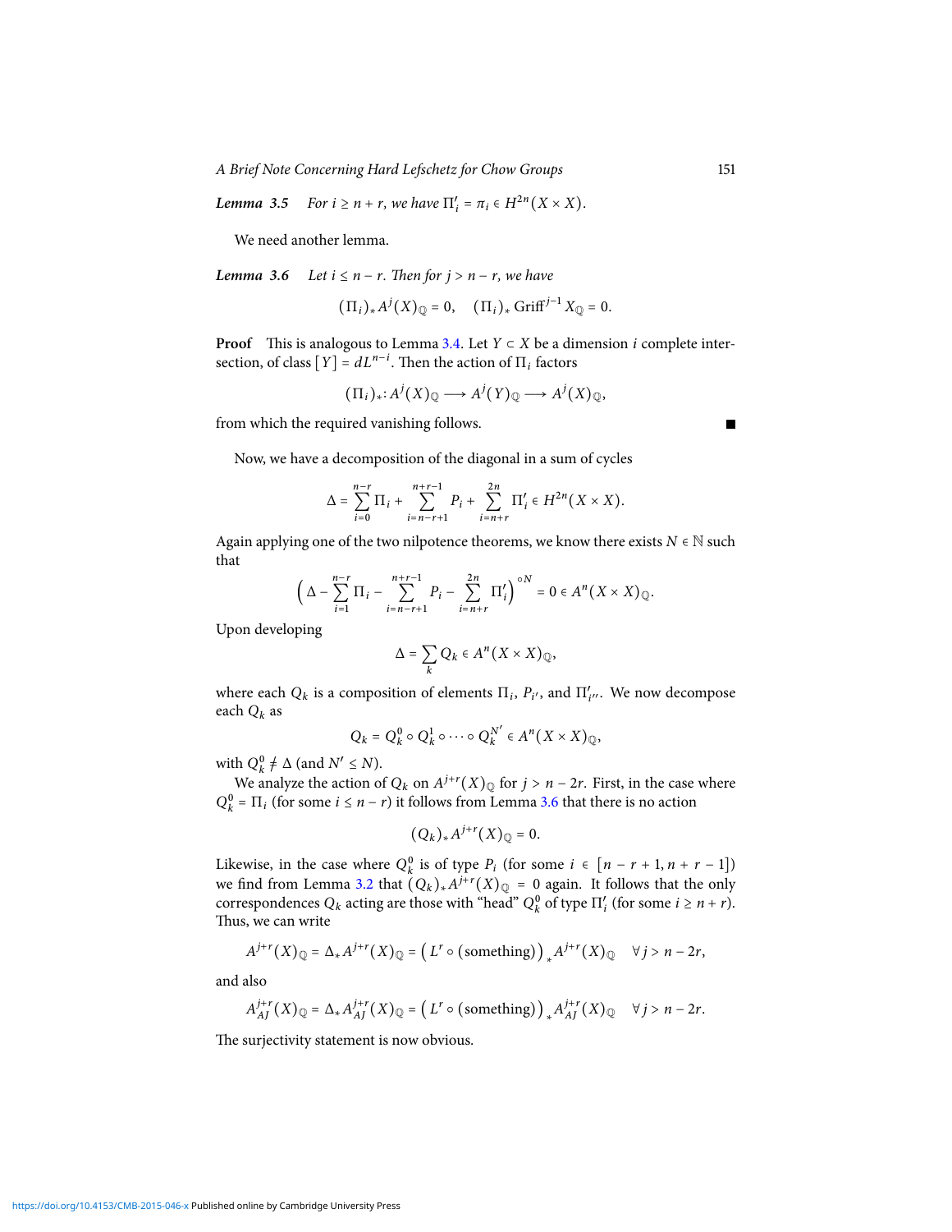***Lemma 3.5*** *For $i \geq n+r$, we have $\Pi'_i = \pi_i \in H^{2n}(X \times X)$.*

We need another lemma.

***Lemma 3.6*** *Let $i \leq n-r$. Then for $j > n-r$, we have*

$$(\Pi_i)_* A^j(X)_{\mathbb{Q}} = 0, \quad (\Pi_i)_* \operatorname{Griff}^{j-1} X_{\mathbb{Q}} = 0.$$

**Proof** This is analogous to Lemma 3.4. Let $Y \subset X$ be a dimension $i$ complete intersection, of class $[Y] = dL^{n-i}$. Then the action of $\Pi_i$ factors

$$(\Pi_i)_* \colon A^j(X)_{\mathbb{Q}} \longrightarrow A^j(Y)_{\mathbb{Q}} \longrightarrow A^j(X)_{\mathbb{Q}},$$

from which the required vanishing follows. ∎

Now, we have a decomposition of the diagonal in a sum of cycles

$$\Delta = \sum_{i=0}^{n-r} \Pi_i + \sum_{i=n-r+1}^{n+r-1} P_i + \sum_{i=n+r}^{2n} \Pi'_i \in H^{2n}(X \times X).$$

Again applying one of the two nilpotence theorems, we know there exists $N \in \mathbb{N}$ such that

$$\Big( \Delta - \sum_{i=1}^{n-r} \Pi_i - \sum_{i=n-r+1}^{n+r-1} P_i - \sum_{i=n+r}^{2n} \Pi'_i \Big)^{\circ N} = 0 \in A^n(X \times X)_{\mathbb{Q}}.$$

Upon developing

$$\Delta = \sum_k Q_k \in A^n(X \times X)_{\mathbb{Q}},$$

where each $Q_k$ is a composition of elements $\Pi_i$, $P_{i'}$, and $\Pi'_{i''}$. We now decompose each $Q_k$ as

$$Q_k = Q_k^0 \circ Q_k^1 \circ \cdots \circ Q_k^{N'} \in A^n(X \times X)_{\mathbb{Q}},$$

with $Q_k^0 \neq \Delta$ (and $N' \leq N$).

We analyze the action of $Q_k$ on $A^{j+r}(X)_{\mathbb{Q}}$ for $j > n-2r$. First, in the case where $Q_k^0 = \Pi_i$ (for some $i \leq n-r$) it follows from Lemma 3.6 that there is no action

$$(Q_k)_* A^{j+r}(X)_{\mathbb{Q}} = 0.$$

Likewise, in the case where $Q_k^0$ is of type $P_i$ (for some $i \in [n-r+1, n+r-1]$) we find from Lemma 3.2 that $(Q_k)_* A^{j+r}(X)_{\mathbb{Q}} = 0$ again. It follows that the only correspondences $Q_k$ acting are those with "head" $Q_k^0$ of type $\Pi'_i$ (for some $i \geq n+r$). Thus, we can write

$$A^{j+r}(X)_{\mathbb{Q}} = \Delta_* A^{j+r}(X)_{\mathbb{Q}} = \big( L^r \circ (\text{something}) \big)_* A^{j+r}(X)_{\mathbb{Q}} \quad \forall j > n-2r,$$

and also

$$A^{j+r}_{AJ}(X)_{\mathbb{Q}} = \Delta_* A^{j+r}_{AJ}(X)_{\mathbb{Q}} = \big( L^r \circ (\text{something}) \big)_* A^{j+r}_{AJ}(X)_{\mathbb{Q}} \quad \forall j > n-2r.$$

The surjectivity statement is now obvious.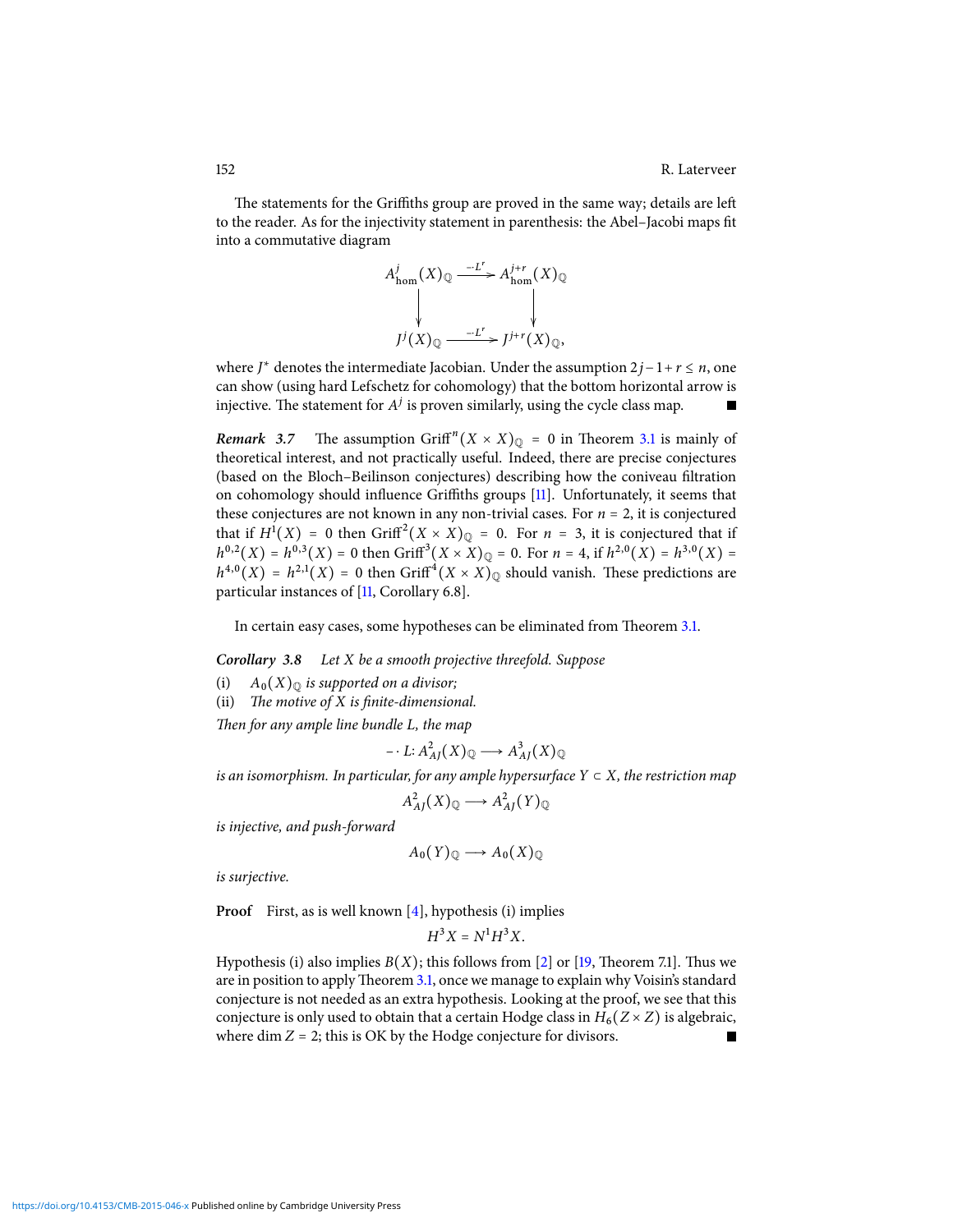The statements for the Griffiths group are proved in the same way; details are left to the reader. As for the injectivity statement in parenthesis: the Abel–Jacobi maps fit into a commutative diagram

$$\begin{array}{ccc} A^j_{\mathrm{hom}}(X)_{\mathbb{Q}} & \xrightarrow{\cdot L^r} & A^{j+r}_{\mathrm{hom}}(X)_{\mathbb{Q}} \\ \downarrow & & \downarrow \\ J^j(X)_{\mathbb{Q}} & \xrightarrow{\cdot L^r} & J^{j+r}(X)_{\mathbb{Q}}, \end{array}$$

where $J^*$ denotes the intermediate Jacobian. Under the assumption $2j-1+r \le n$, one can show (using hard Lefschetz for cohomology) that the bottom horizontal arrow is injective. The statement for $A^j$ is proven similarly, using the cycle class map. ∎

***Remark 3.7*** The assumption $\mathrm{Griff}^n(X \times X)_{\mathbb{Q}} = 0$ in Theorem 3.1 is mainly of theoretical interest, and not practically useful. Indeed, there are precise conjectures (based on the Bloch–Beilinson conjectures) describing how the coniveau filtration on cohomology should influence Griffiths groups [11]. Unfortunately, it seems that these conjectures are not known in any non-trivial cases. For $n = 2$, it is conjectured that if $H^1(X) = 0$ then $\mathrm{Griff}^2(X \times X)_{\mathbb{Q}} = 0$. For $n = 3$, it is conjectured that if $h^{0,2}(X) = h^{0,3}(X) = 0$ then $\mathrm{Griff}^3(X \times X)_{\mathbb{Q}} = 0$. For $n = 4$, if $h^{2,0}(X) = h^{3,0}(X) = h^{4,0}(X) = h^{2,1}(X) = 0$ then $\mathrm{Griff}^4(X \times X)_{\mathbb{Q}}$ should vanish. These predictions are particular instances of [11, Corollary 6.8].

In certain easy cases, some hypotheses can be eliminated from Theorem 3.1.

***Corollary 3.8*** *Let $X$ be a smooth projective threefold. Suppose*

(i) *$A_0(X)_{\mathbb{Q}}$ is supported on a divisor;*
(ii) *The motive of $X$ is finite-dimensional.*

*Then for any ample line bundle $L$, the map*

$$- \cdot L \colon A^2_{AJ}(X)_{\mathbb{Q}} \longrightarrow A^3_{AJ}(X)_{\mathbb{Q}}$$

*is an isomorphism. In particular, for any ample hypersurface $Y \subset X$, the restriction map*

$$A^2_{AJ}(X)_{\mathbb{Q}} \longrightarrow A^2_{AJ}(Y)_{\mathbb{Q}}$$

*is injective, and push-forward*

$$A_0(Y)_{\mathbb{Q}} \longrightarrow A_0(X)_{\mathbb{Q}}$$

*is surjective.*

**Proof** First, as is well known [4], hypothesis (i) implies

$$H^3X = N^1H^3X.$$

Hypothesis (i) also implies $B(X)$; this follows from [2] or [19, Theorem 7.1]. Thus we are in position to apply Theorem 3.1, once we manage to explain why Voisin's standard conjecture is not needed as an extra hypothesis. Looking at the proof, we see that this conjecture is only used to obtain that a certain Hodge class in $H_6(Z \times Z)$ is algebraic, where $\dim Z = 2$; this is OK by the Hodge conjecture for divisors. ∎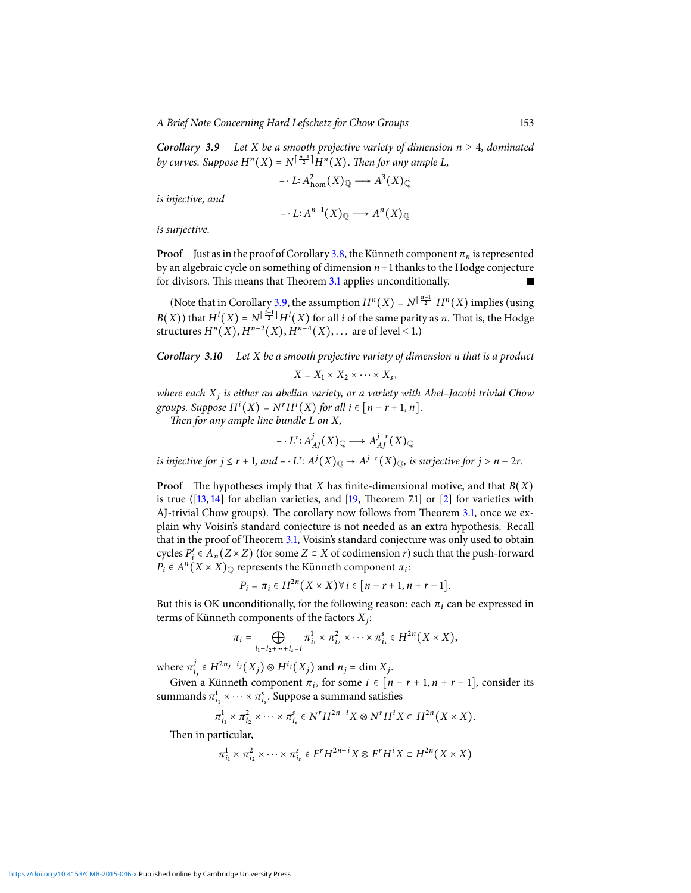***Corollary 3.9*** *Let $X$ be a smooth projective variety of dimension $n \geq 4$, dominated by curves. Suppose $H^n(X) = N^{\lceil \frac{n-1}{2} \rceil} H^n(X)$. Then for any ample $L$,*

$$- \cdot L \colon A^2_{\text{hom}}(X)_{\mathbb{Q}} \longrightarrow A^3(X)_{\mathbb{Q}}$$

*is injective, and*

$$- \cdot L \colon A^{n-1}(X)_{\mathbb{Q}} \longrightarrow A^n(X)_{\mathbb{Q}}$$

*is surjective.*

**Proof** Just as in the proof of Corollary 3.8, the Künneth component $\pi_n$ is represented by an algebraic cycle on something of dimension $n+1$ thanks to the Hodge conjecture for divisors. This means that Theorem 3.1 applies unconditionally. ∎

(Note that in Corollary 3.9, the assumption $H^n(X) = N^{\lceil \frac{n-1}{2} \rceil} H^n(X)$ implies (using $B(X)$) that $H^i(X) = N^{\lceil \frac{i-1}{2} \rceil} H^i(X)$ for all $i$ of the same parity as $n$. That is, the Hodge structures $H^n(X), H^{n-2}(X), H^{n-4}(X), \ldots$ are of level $\leq 1$.)

***Corollary 3.10*** *Let $X$ be a smooth projective variety of dimension $n$ that is a product*

$$X = X_1 \times X_2 \times \cdots \times X_s,$$

*where each $X_j$ is either an abelian variety, or a variety with Abel–Jacobi trivial Chow groups. Suppose $H^i(X) = N^r H^i(X)$ for all $i \in [n-r+1, n]$.*

*Then for any ample line bundle $L$ on $X$,*

$$- \cdot L^r \colon A^j_{AJ}(X)_{\mathbb{Q}} \longrightarrow A^{j+r}_{AJ}(X)_{\mathbb{Q}}$$

*is injective for $j \leq r+1$, and $- \cdot L^r \colon A^j(X)_{\mathbb{Q}} \to A^{j+r}(X)_{\mathbb{Q}}$, is surjective for $j > n-2r$.*

**Proof** The hypotheses imply that $X$ has finite-dimensional motive, and that $B(X)$ is true ([13, 14] for abelian varieties, and [19, Theorem 7.1] or [2] for varieties with AJ-trivial Chow groups). The corollary now follows from Theorem 3.1, once we explain why Voisin's standard conjecture is not needed as an extra hypothesis. Recall that in the proof of Theorem 3.1, Voisin's standard conjecture was only used to obtain cycles $P'_i \in A_n(Z \times Z)$ (for some $Z \subset X$ of codimension $r$) such that the push-forward $P_i \in A^n(X \times X)_{\mathbb{Q}}$ represents the Künneth component $\pi_i$:

$$P_i = \pi_i \in H^{2n}(X \times X) \forall\, i \in [n-r+1, n+r-1].$$

But this is OK unconditionally, for the following reason: each $\pi_i$ can be expressed in terms of Künneth components of the factors $X_j$:

$$\pi_i = \bigoplus_{i_1+i_2+\cdots+i_s=i} \pi^1_{i_1} \times \pi^2_{i_2} \times \cdots \times \pi^s_{i_s} \in H^{2n}(X \times X),$$

where $\pi^j_{i_j} \in H^{2n_j - i_j}(X_j) \otimes H^{i_j}(X_j)$ and $n_j = \dim X_j$.

Given a Künneth component $\pi_i$, for some $i \in [n-r+1, n+r-1]$, consider its summands $\pi^1_{i_1} \times \cdots \times \pi^s_{i_s}$. Suppose a summand satisfies

$$\pi^1_{i_1} \times \pi^2_{i_2} \times \cdots \times \pi^s_{i_s} \in N^r H^{2n-i} X \otimes N^r H^i X \subset H^{2n}(X \times X).$$

Then in particular,

$$\pi^1_{i_1} \times \pi^2_{i_2} \times \cdots \times \pi^s_{i_s} \in F^r H^{2n-i} X \otimes F^r H^i X \subset H^{2n}(X \times X)$$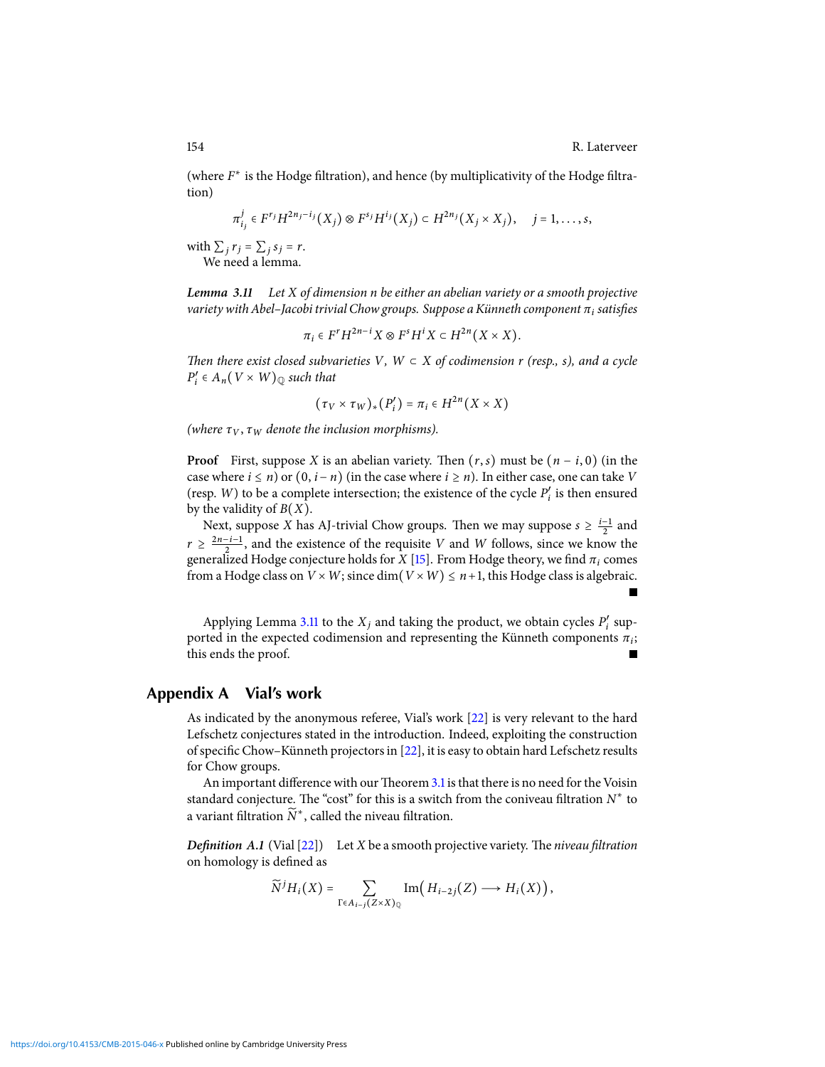(where $F^*$ is the Hodge filtration), and hence (by multiplicativity of the Hodge filtration)

$$\pi^j_{i_j} \in F^{r_j} H^{2n_j - i_j}(X_j) \otimes F^{s_j} H^{i_j}(X_j) \subset H^{2n_j}(X_j \times X_j), \quad j = 1, \ldots, s,$$

with $\sum_j r_j = \sum_j s_j = r$.

We need a lemma.

***Lemma 3.11*** *Let $X$ of dimension $n$ be either an abelian variety or a smooth projective variety with Abel–Jacobi trivial Chow groups. Suppose a Künneth component $\pi_i$ satisfies*

$$\pi_i \in F^r H^{2n-i} X \otimes F^s H^i X \subset H^{2n}(X \times X).$$

*Then there exist closed subvarieties $V$, $W \subset X$ of codimension $r$ (resp., $s$), and a cycle $P'_i \in A_n(V \times W)_{\mathbb{Q}}$ such that*

$$(\tau_V \times \tau_W)_*(P'_i) = \pi_i \in H^{2n}(X \times X)$$

*(where $\tau_V, \tau_W$ denote the inclusion morphisms).*

**Proof** First, suppose $X$ is an abelian variety. Then $(r, s)$ must be $(n - i, 0)$ (in the case where $i \leq n$) or $(0, i - n)$ (in the case where $i \geq n$). In either case, one can take $V$ (resp. $W$) to be a complete intersection; the existence of the cycle $P'_i$ is then ensured by the validity of $B(X)$.

Next, suppose $X$ has AJ-trivial Chow groups. Then we may suppose $s \geq \frac{i-1}{2}$ and $r \geq \frac{2n-i-1}{2}$, and the existence of the requisite $V$ and $W$ follows, since we know the generalized Hodge conjecture holds for $X$ [15]. From Hodge theory, we find $\pi_i$ comes from a Hodge class on $V \times W$; since $\dim(V \times W) \leq n+1$, this Hodge class is algebraic. ∎

Applying Lemma 3.11 to the $X_j$ and taking the product, we obtain cycles $P'_i$ supported in the expected codimension and representing the Künneth components $\pi_i$; this ends the proof. ∎

## Appendix A Vial's work

As indicated by the anonymous referee, Vial's work [22] is very relevant to the hard Lefschetz conjectures stated in the introduction. Indeed, exploiting the construction of specific Chow–Künneth projectors in [22], it is easy to obtain hard Lefschetz results for Chow groups.

An important difference with our Theorem 3.1 is that there is no need for the Voisin standard conjecture. The "cost" for this is a switch from the coniveau filtration $N^*$ to a variant filtration $\widetilde{N}^*$, called the niveau filtration.

***Definition A.1*** (Vial [22]) Let $X$ be a smooth projective variety. The *niveau filtration* on homology is defined as

$$\widetilde{N}^j H_i(X) = \sum_{\Gamma \in A_{i-j}(Z \times X)_{\mathbb{Q}}} \operatorname{Im}\big(H_{i-2j}(Z) \longrightarrow H_i(X)\big),$$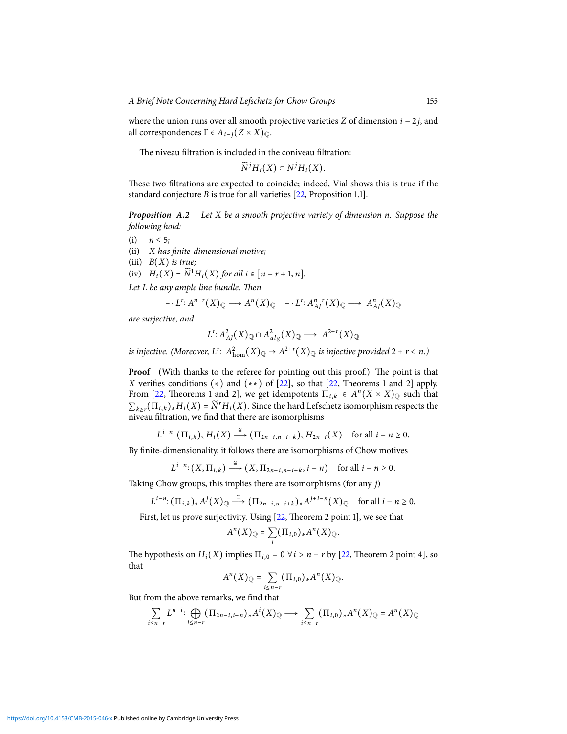where the union runs over all smooth projective varieties $Z$ of dimension $i-2j$, and all correspondences $\Gamma \in A_{i-j}(Z \times X)_{\mathbb{Q}}$.

The niveau filtration is included in the coniveau filtration:

$$\widetilde{N}^j H_i(X) \subset N^j H_i(X).$$

These two filtrations are expected to coincide; indeed, Vial shows this is true if the standard conjecture $B$ is true for all varieties [22, Proposition 1.1].

**Proposition A.2** *Let $X$ be a smooth projective variety of dimension $n$. Suppose the following hold:*

(i) *$n \leq 5$;*

(ii) *$X$ has finite-dimensional motive;*

(iii) *$B(X)$ is true;*

(iv) *$H_i(X) = \widetilde{N}^1 H_i(X)$ for all $i \in [n-r+1, n]$.*

*Let $L$ be any ample line bundle. Then*

$$-\cdot L^r \colon A^{n-r}(X)_{\mathbb{Q}} \longrightarrow A^n(X)_{\mathbb{Q}} \quad -\cdot L^r \colon A^{n-r}_{AJ}(X)_{\mathbb{Q}} \longrightarrow A^n_{AJ}(X)_{\mathbb{Q}}$$

*are surjective, and*

$$L^r \colon A^2_{AJ}(X)_{\mathbb{Q}} \cap A^2_{alg}(X)_{\mathbb{Q}} \longrightarrow A^{2+r}(X)_{\mathbb{Q}}$$

*is injective. (Moreover, $L^r\colon A^2_{\mathrm{hom}}(X)_{\mathbb{Q}} \to A^{2+r}(X)_{\mathbb{Q}}$ is injective provided $2+r<n$.)*

**Proof** (With thanks to the referee for pointing out this proof.) The point is that $X$ verifies conditions $(*)$ and $(**)$ of [22], so that [22, Theorems 1 and 2] apply. From [22, Theorems 1 and 2], we get idempotents $\Pi_{i,k} \in A^n(X \times X)_{\mathbb{Q}}$ such that $\sum_{k \geq r} (\Pi_{i,k})_* H_i(X) = \widetilde{N}^r H_i(X)$. Since the hard Lefschetz isomorphism respects the niveau filtration, we find that there are isomorphisms

$$L^{i-n} \colon (\Pi_{i,k})_* H_i(X) \xrightarrow{\cong} (\Pi_{2n-i,n-i+k})_* H_{2n-i}(X) \quad \text{for all } i-n \geq 0.$$

By finite-dimensionality, it follows there are isomorphisms of Chow motives

$$L^{i-n} \colon (X, \Pi_{i,k}) \xrightarrow{\cong} (X, \Pi_{2n-i,n-i+k}, i-n) \quad \text{for all } i-n \geq 0.$$

Taking Chow groups, this implies there are isomorphisms (for any $j$)

$$L^{i-n} \colon (\Pi_{i,k})_* A^j(X)_{\mathbb{Q}} \xrightarrow{\cong} (\Pi_{2n-i,n-i+k})_* A^{j+i-n}(X)_{\mathbb{Q}} \quad \text{for all } i-n \geq 0.$$

First, let us prove surjectivity. Using [22, Theorem 2 point 1], we see that

$$A^n(X)_{\mathbb{Q}} = \sum_i (\Pi_{i,0})_* A^n(X)_{\mathbb{Q}}.$$

The hypothesis on $H_i(X)$ implies $\Pi_{i,0} = 0 \ \forall i > n-r$ by [22, Theorem 2 point 4], so that

$$A^n(X)_{\mathbb{Q}} = \sum_{i \leq n-r} (\Pi_{i,0})_* A^n(X)_{\mathbb{Q}}.$$

But from the above remarks, we find that

$$\sum_{i \leq n-r} L^{n-i} \colon \bigoplus_{i \leq n-r} (\Pi_{2n-i,i-n})_* A^i(X)_{\mathbb{Q}} \longrightarrow \sum_{i \leq n-r} (\Pi_{i,0})_* A^n(X)_{\mathbb{Q}} = A^n(X)_{\mathbb{Q}}$$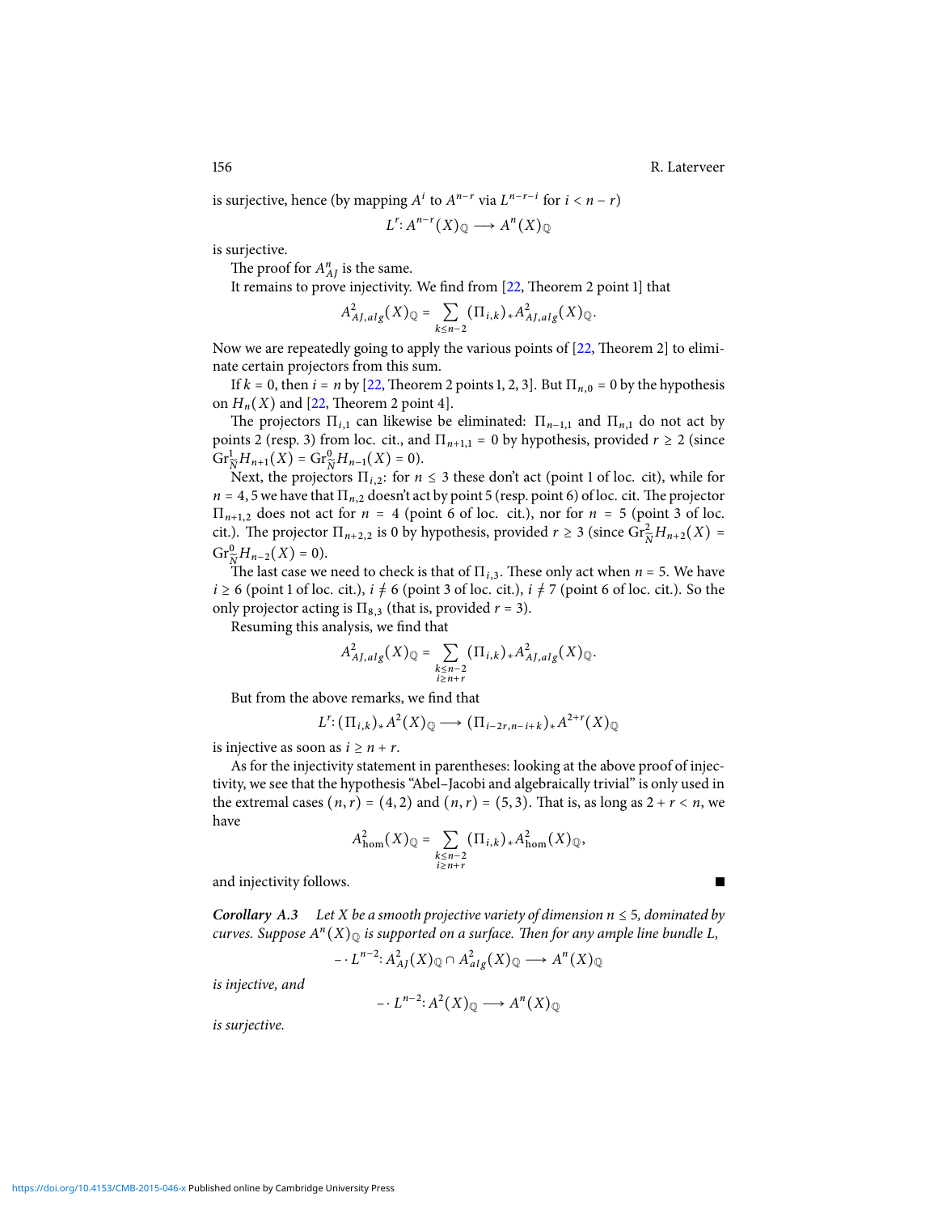is surjective, hence (by mapping $A^i$ to $A^{n-r}$ via $L^{n-r-i}$ for $i < n-r$)

$$L^r\colon A^{n-r}(X)_{\mathbb{Q}} \longrightarrow A^n(X)_{\mathbb{Q}}$$

is surjective.

The proof for $A^n_{AJ}$ is the same.

It remains to prove injectivity. We find from [22, Theorem 2 point 1] that

$$A^2_{AJ,alg}(X)_{\mathbb{Q}} = \sum_{k\le n-2} (\Pi_{i,k})_* A^2_{AJ,alg}(X)_{\mathbb{Q}}.$$

Now we are repeatedly going to apply the various points of [22, Theorem 2] to eliminate certain projectors from this sum.

If $k=0$, then $i=n$ by [22, Theorem 2 points 1, 2, 3]. But $\Pi_{n,0}=0$ by the hypothesis on $H_n(X)$ and [22, Theorem 2 point 4].

The projectors $\Pi_{i,1}$ can likewise be eliminated: $\Pi_{n-1,1}$ and $\Pi_{n,1}$ do not act by points 2 (resp. 3) from loc. cit., and $\Pi_{n+1,1}=0$ by hypothesis, provided $r\ge 2$ (since $\mathrm{Gr}^1_{\widetilde{N}} H_{n+1}(X) = \mathrm{Gr}^0_{\widetilde{N}} H_{n-1}(X) = 0$).

Next, the projectors $\Pi_{i,2}$: for $n\le 3$ these don't act (point 1 of loc. cit), while for $n=4,5$ we have that $\Pi_{n,2}$ doesn't act by point 5 (resp. point 6) of loc. cit. The projector $\Pi_{n+1,2}$ does not act for $n=4$ (point 6 of loc. cit.), nor for $n=5$ (point 3 of loc. cit.). The projector $\Pi_{n+2,2}$ is 0 by hypothesis, provided $r\ge 3$ (since $\mathrm{Gr}^2_{\widetilde{N}} H_{n+2}(X) = \mathrm{Gr}^0_{\widetilde{N}} H_{n-2}(X) = 0$).

The last case we need to check is that of $\Pi_{i,3}$. These only act when $n=5$. We have $i\ge 6$ (point 1 of loc. cit.), $i\ne 6$ (point 3 of loc. cit.), $i\ne 7$ (point 6 of loc. cit.). So the only projector acting is $\Pi_{8,3}$ (that is, provided $r=3$).

Resuming this analysis, we find that

$$A^2_{AJ,alg}(X)_{\mathbb{Q}} = \sum_{\substack{k\le n-2\\ i\ge n+r}} (\Pi_{i,k})_* A^2_{AJ,alg}(X)_{\mathbb{Q}}.$$

But from the above remarks, we find that

$$L^r\colon (\Pi_{i,k})_* A^2(X)_{\mathbb{Q}} \longrightarrow (\Pi_{i-2r,n-i+k})_* A^{2+r}(X)_{\mathbb{Q}}$$

is injective as soon as $i\ge n+r$.

As for the injectivity statement in parentheses: looking at the above proof of injectivity, we see that the hypothesis "Abel–Jacobi and algebraically trivial" is only used in the extremal cases $(n,r)=(4,2)$ and $(n,r)=(5,3)$. That is, as long as $2+r<n$, we have

$$A^2_{\mathrm{hom}}(X)_{\mathbb{Q}} = \sum_{\substack{k\le n-2\\ i\ge n+r}} (\Pi_{i,k})_* A^2_{\mathrm{hom}}(X)_{\mathbb{Q}},$$

and injectivity follows. ∎

***Corollary A.3*** *Let $X$ be a smooth projective variety of dimension $n\le 5$, dominated by curves. Suppose $A^n(X)_{\mathbb{Q}}$ is supported on a surface. Then for any ample line bundle $L$,*

$$-\cdot L^{n-2}\colon A^2_{AJ}(X)_{\mathbb{Q}} \cap A^2_{alg}(X)_{\mathbb{Q}} \longrightarrow A^n(X)_{\mathbb{Q}}$$

*is injective, and*

$$-\cdot L^{n-2}\colon A^2(X)_{\mathbb{Q}} \longrightarrow A^n(X)_{\mathbb{Q}}$$

*is surjective.*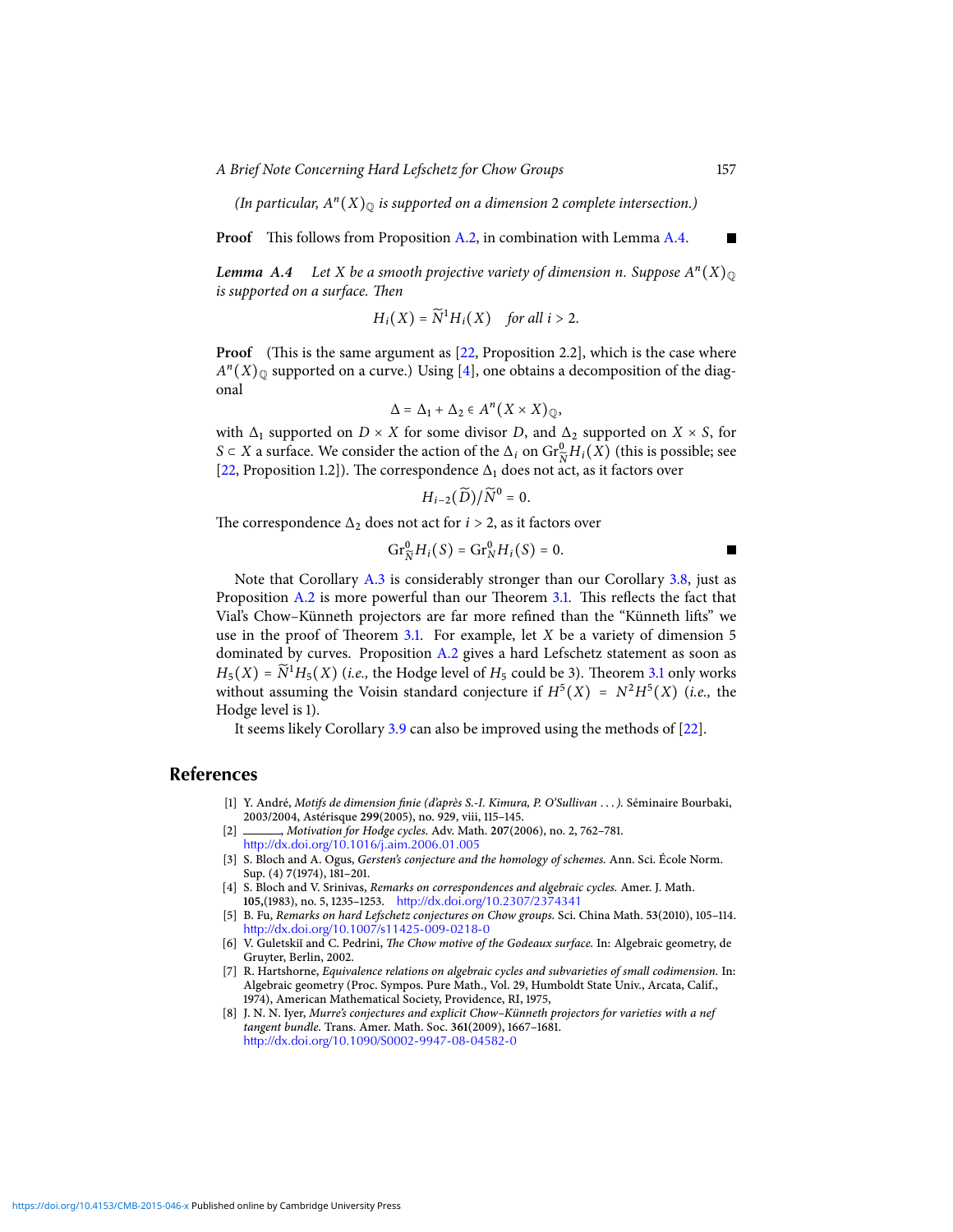*(In particular, $A^n(X)_{\mathbb{Q}}$ is supported on a dimension 2 complete intersection.)*

**Proof** This follows from Proposition A.2, in combination with Lemma A.4. ■

***Lemma A.4*** *Let $X$ be a smooth projective variety of dimension $n$. Suppose $A^n(X)_{\mathbb{Q}}$ is supported on a surface. Then*

$$H_i(X) = \widetilde{N}^1 H_i(X) \quad \text{for all } i > 2.$$

**Proof** (This is the same argument as [22, Proposition 2.2], which is the case where $A^n(X)_{\mathbb{Q}}$ supported on a curve.) Using [4], one obtains a decomposition of the diagonal

$$\Delta = \Delta_1 + \Delta_2 \in A^n(X \times X)_{\mathbb{Q}},$$

with $\Delta_1$ supported on $D \times X$ for some divisor $D$, and $\Delta_2$ supported on $X \times S$, for $S \subset X$ a surface. We consider the action of the $\Delta_i$ on $\mathrm{Gr}^0_{\widetilde{N}} H_i(X)$ (this is possible; see [22, Proposition 1.2]). The correspondence $\Delta_1$ does not act, as it factors over

$$H_{i-2}(\widetilde{D})/\widetilde{N}^0 = 0.$$

The correspondence $\Delta_2$ does not act for $i > 2$, as it factors over

$$\mathrm{Gr}^0_{\widetilde{N}} H_i(S) = \mathrm{Gr}^0_N H_i(S) = 0.$$ ■

Note that Corollary A.3 is considerably stronger than our Corollary 3.8, just as Proposition A.2 is more powerful than our Theorem 3.1. This reflects the fact that Vial's Chow–Künneth projectors are far more refined than the "Künneth lifts" we use in the proof of Theorem 3.1. For example, let $X$ be a variety of dimension 5 dominated by curves. Proposition A.2 gives a hard Lefschetz statement as soon as $H_5(X) = \widetilde{N}^1 H_5(X)$ (*i.e.,* the Hodge level of $H_5$ could be 3). Theorem 3.1 only works without assuming the Voisin standard conjecture if $H^5(X) = N^2 H^5(X)$ (*i.e.,* the Hodge level is 1).

It seems likely Corollary 3.9 can also be improved using the methods of [22].

## References

[1] Y. André, *Motifs de dimension finie (d'après S.-I. Kimura, P. O'Sullivan . . . ).* Séminaire Bourbaki, 2003/2004, Astérisque **299**(2005), no. 929, viii, 115–145.

[2] ———, *Motivation for Hodge cycles.* Adv. Math. **207**(2006), no. 2, 762–781. http://dx.doi.org/10.1016/j.aim.2006.01.005

[3] S. Bloch and A. Ogus, *Gersten's conjecture and the homology of schemes.* Ann. Sci. École Norm. Sup. (4) 7(1974), 181–201.

[4] S. Bloch and V. Srinivas, *Remarks on correspondences and algebraic cycles.* Amer. J. Math. **105**,(1983), no. 5, 1235–1253. http://dx.doi.org/10.2307/2374341

[5] B. Fu, *Remarks on hard Lefschetz conjectures on Chow groups.* Sci. China Math. **53**(2010), 105–114. http://dx.doi.org/10.1007/s11425-009-0218-0

[6] V. Guletskiĭ and C. Pedrini, *The Chow motive of the Godeaux surface.* In: Algebraic geometry, de Gruyter, Berlin, 2002.

[7] R. Hartshorne, *Equivalence relations on algebraic cycles and subvarieties of small codimension.* In: Algebraic geometry (Proc. Sympos. Pure Math., Vol. 29, Humboldt State Univ., Arcata, Calif., 1974), American Mathematical Society, Providence, RI, 1975,

[8] J. N. N. Iyer, *Murre's conjectures and explicit Chow–Künneth projectors for varieties with a nef tangent bundle.* Trans. Amer. Math. Soc. **361**(2009), 1667–1681. http://dx.doi.org/10.1090/S0002-9947-08-04582-0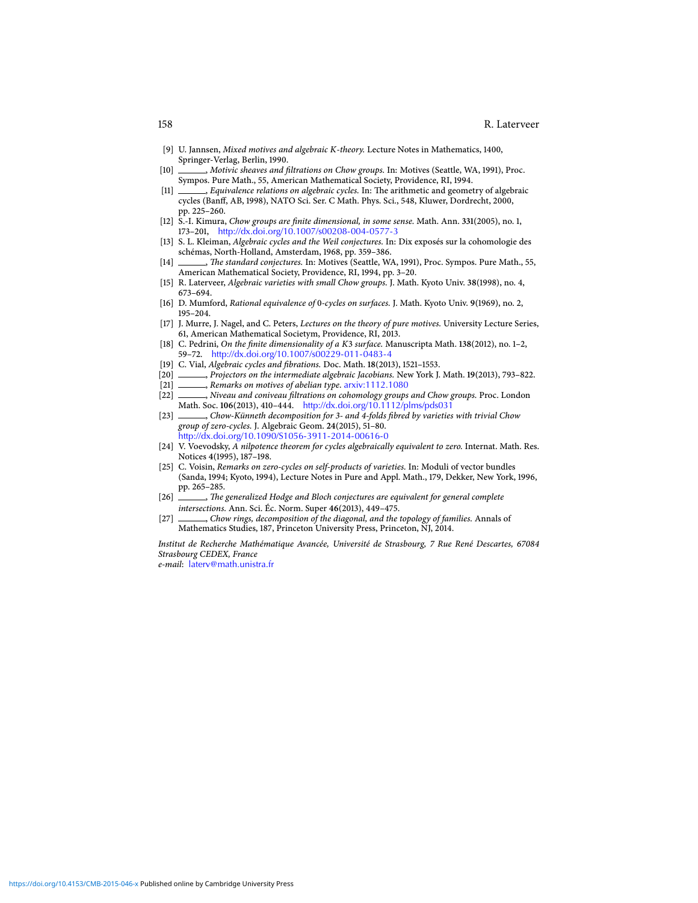[9] U. Jannsen, *Mixed motives and algebraic K-theory.* Lecture Notes in Mathematics, 1400, Springer-Verlag, Berlin, 1990.

[10] ______, *Motivic sheaves and filtrations on Chow groups.* In: Motives (Seattle, WA, 1991), Proc. Sympos. Pure Math., 55, American Mathematical Society, Providence, RI, 1994.

[11] ______, *Equivalence relations on algebraic cycles.* In: The arithmetic and geometry of algebraic cycles (Banff, AB, 1998), NATO Sci. Ser. C Math. Phys. Sci., 548, Kluwer, Dordrecht, 2000, pp. 225–260.

[12] S.-I. Kimura, *Chow groups are finite dimensional, in some sense.* Math. Ann. **331**(2005), no. 1, 173–201, http://dx.doi.org/10.1007/s00208-004-0577-3

[13] S. L. Kleiman, *Algebraic cycles and the Weil conjectures.* In: Dix exposés sur la cohomologie des schémas, North-Holland, Amsterdam, 1968, pp. 359–386.

[14] ______, *The standard conjectures.* In: Motives (Seattle, WA, 1991), Proc. Sympos. Pure Math., 55, American Mathematical Society, Providence, RI, 1994, pp. 3–20.

[15] R. Laterveer, *Algebraic varieties with small Chow groups.* J. Math. Kyoto Univ. **38**(1998), no. 4, 673–694.

[16] D. Mumford, *Rational equivalence of 0-cycles on surfaces.* J. Math. Kyoto Univ. **9**(1969), no. 2, 195–204.

[17] J. Murre, J. Nagel, and C. Peters, *Lectures on the theory of pure motives.* University Lecture Series, 61, American Mathematical Societym, Providence, RI, 2013.

[18] C. Pedrini, *On the finite dimensionality of a K3 surface.* Manuscripta Math. **138**(2012), no. 1–2, 59–72. http://dx.doi.org/10.1007/s00229-011-0483-4

[19] C. Vial, *Algebraic cycles and fibrations.* Doc. Math. **18**(2013), 1521–1553.

[20] ______, *Projectors on the intermediate algebraic Jacobians.* New York J. Math. **19**(2013), 793–822.

[21] ______, *Remarks on motives of abelian type.* arxiv:1112.1080

[22] ______, *Niveau and coniveau filtrations on cohomology groups and Chow groups.* Proc. London Math. Soc. **106**(2013), 410–444. http://dx.doi.org/10.1112/plms/pds031

[23] ______, *Chow-Künneth decomposition for 3- and 4-folds fibred by varieties with trivial Chow group of zero-cycles.* J. Algebraic Geom. **24**(2015), 51–80. http://dx.doi.org/10.1090/S1056-3911-2014-00616-0

[24] V. Voevodsky, *A nilpotence theorem for cycles algebraically equivalent to zero.* Internat. Math. Res. Notices **4**(1995), 187–198.

[25] C. Voisin, *Remarks on zero-cycles on self-products of varieties.* In: Moduli of vector bundles (Sanda, 1994; Kyoto, 1994), Lecture Notes in Pure and Appl. Math., 179, Dekker, New York, 1996, pp. 265–285.

[26] ______, *The generalized Hodge and Bloch conjectures are equivalent for general complete intersections.* Ann. Sci. Éc. Norm. Super **46**(2013), 449–475.

[27] ______, *Chow rings, decomposition of the diagonal, and the topology of families.* Annals of Mathematics Studies, 187, Princeton University Press, Princeton, NJ, 2014.

*Institut de Recherche Mathématique Avancée, Université de Strasbourg, 7 Rue René Descartes, 67084 Strasbourg CEDEX, France*
*e-mail*: laterv@math.unistra.fr